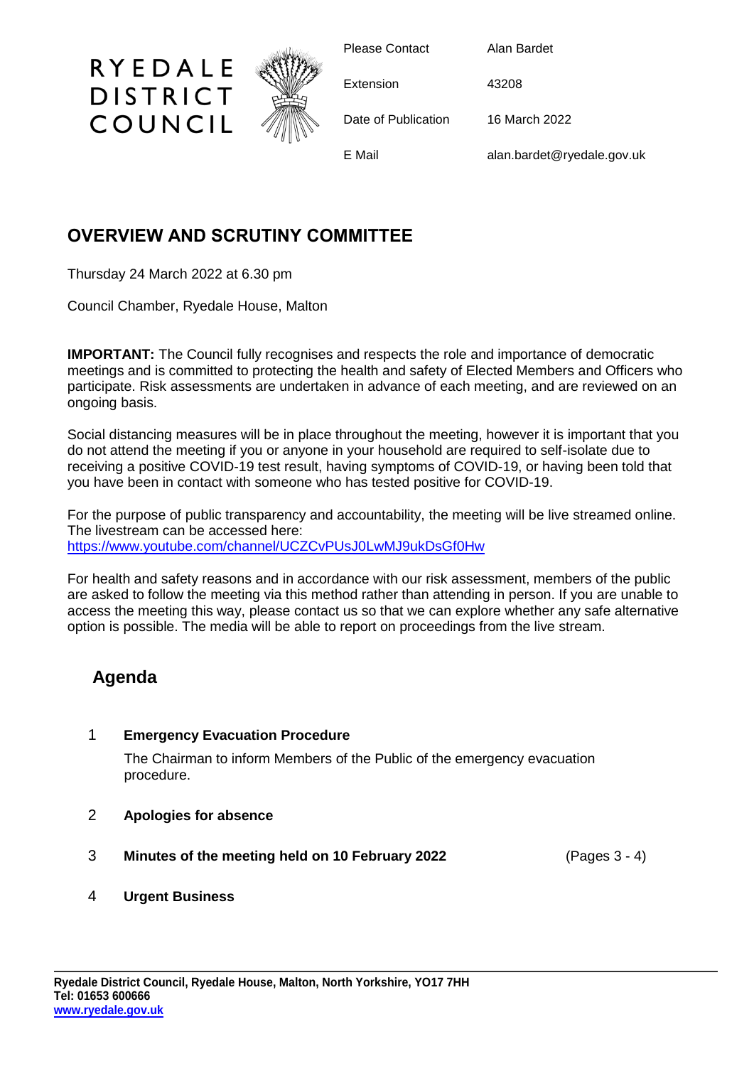RYEDALE DISTRICT COUNCIL

| | |
|---|---|
| Please Contact | Alan Bardet |
| Extension | 43208 |
| Date of Publication | 16 March 2022 |
| E Mail | alan.bardet@ryedale.gov.uk |

## OVERVIEW AND SCRUTINY COMMITTEE

Thursday 24 March 2022 at 6.30 pm

Council Chamber, Ryedale House, Malton

**IMPORTANT:** The Council fully recognises and respects the role and importance of democratic meetings and is committed to protecting the health and safety of Elected Members and Officers who participate. Risk assessments are undertaken in advance of each meeting, and are reviewed on an ongoing basis.

Social distancing measures will be in place throughout the meeting, however it is important that you do not attend the meeting if you or anyone in your household are required to self-isolate due to receiving a positive COVID-19 test result, having symptoms of COVID-19, or having been told that you have been in contact with someone who has tested positive for COVID-19.

For the purpose of public transparency and accountability, the meeting will be live streamed online. The livestream can be accessed here:
https://www.youtube.com/channel/UCZCvPUsJ0LwMJ9ukDsGf0Hw

For health and safety reasons and in accordance with our risk assessment, members of the public are asked to follow the meeting via this method rather than attending in person. If you are unable to access the meeting this way, please contact us so that we can explore whether any safe alternative option is possible. The media will be able to report on proceedings from the live stream.

## Agenda

1 **Emergency Evacuation Procedure**

The Chairman to inform Members of the Public of the emergency evacuation procedure.

2 **Apologies for absence**

3 **Minutes of the meeting held on 10 February 2022** (Pages 3 - 4)

4 **Urgent Business**

Ryedale District Council, Ryedale House, Malton, North Yorkshire, YO17 7HH
Tel: 01653 600666
www.ryedale.gov.uk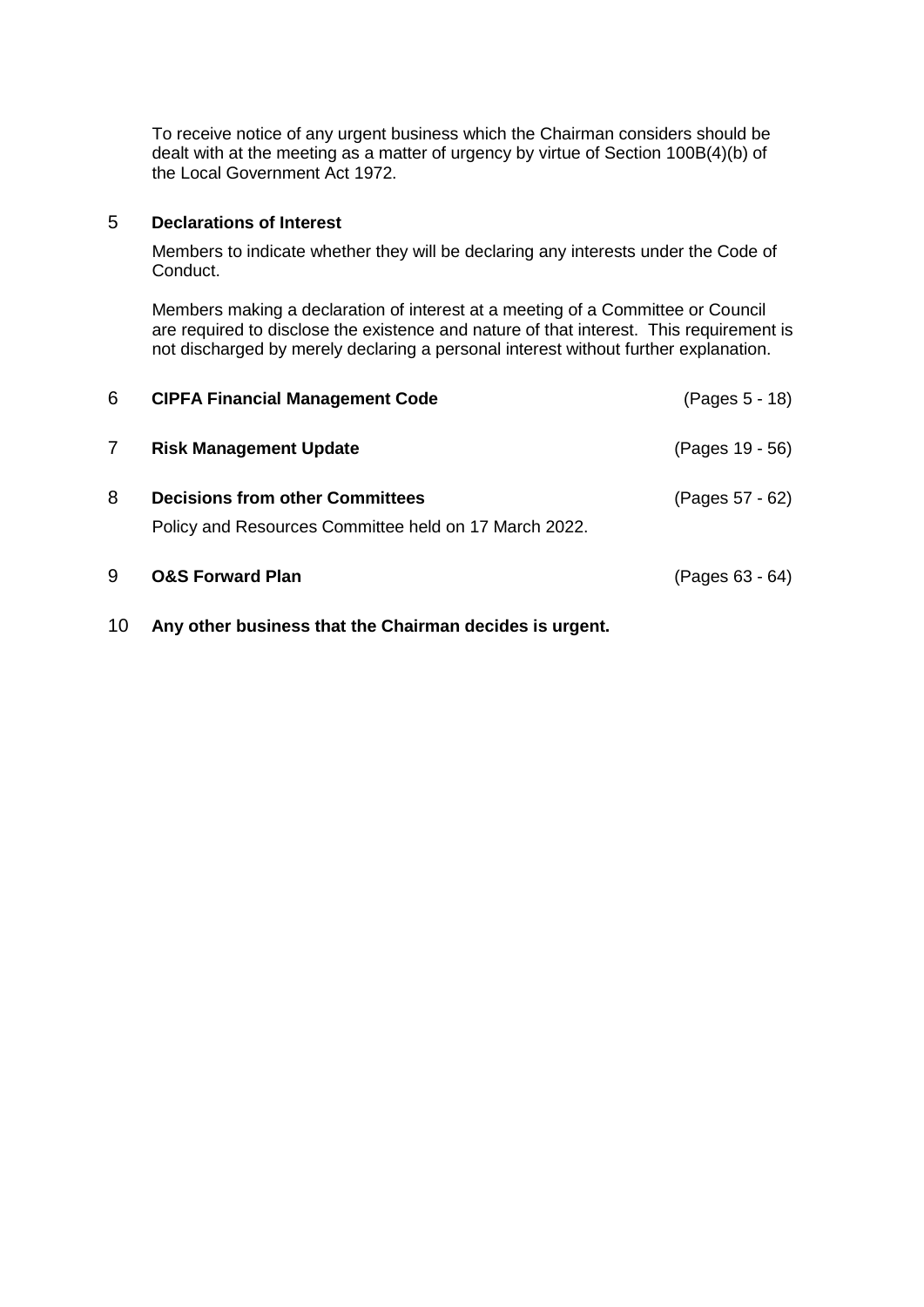To receive notice of any urgent business which the Chairman considers should be dealt with at the meeting as a matter of urgency by virtue of Section 100B(4)(b) of the Local Government Act 1972.

5 **Declarations of Interest**

Members to indicate whether they will be declaring any interests under the Code of Conduct.

Members making a declaration of interest at a meeting of a Committee or Council are required to disclose the existence and nature of that interest. This requirement is not discharged by merely declaring a personal interest without further explanation.

6 **CIPFA Financial Management Code** (Pages 5 - 18)

7 **Risk Management Update** (Pages 19 - 56)

8 **Decisions from other Committees** (Pages 57 - 62)

Policy and Resources Committee held on 17 March 2022.

9 **O&S Forward Plan** (Pages 63 - 64)

10 **Any other business that the Chairman decides is urgent.**